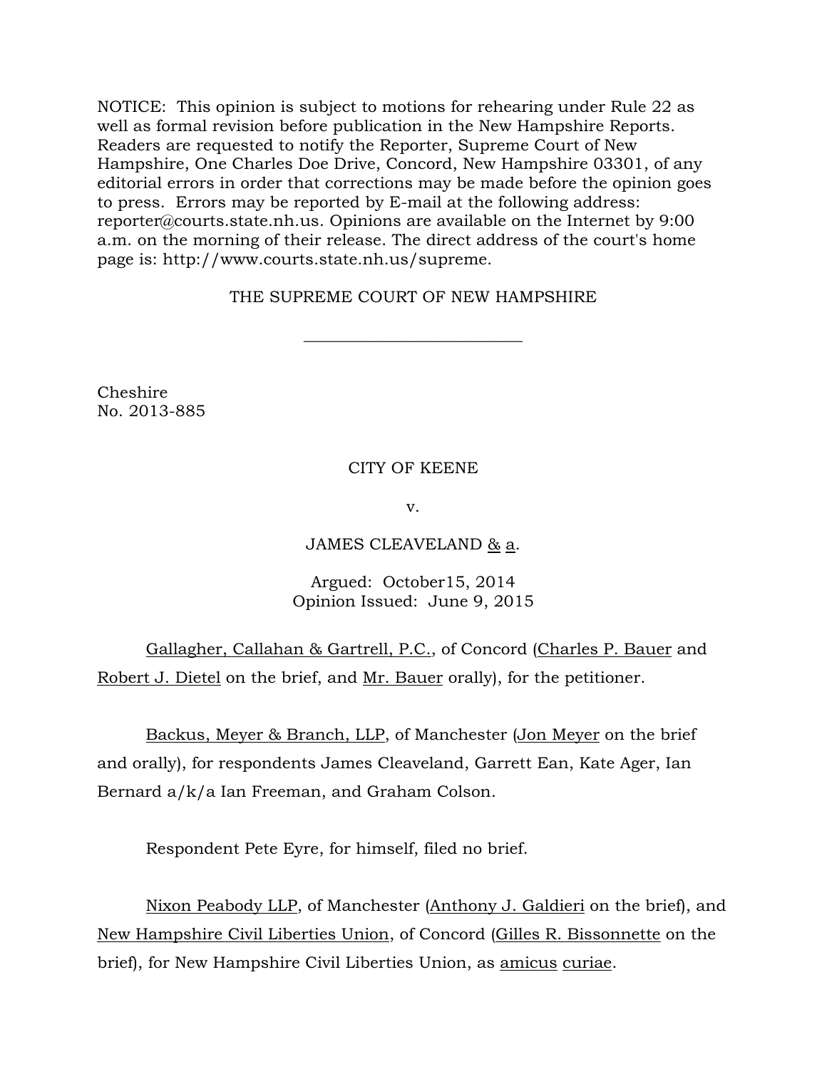NOTICE: This opinion is subject to motions for rehearing under Rule 22 as well as formal revision before publication in the New Hampshire Reports. Readers are requested to notify the Reporter, Supreme Court of New Hampshire, One Charles Doe Drive, Concord, New Hampshire 03301, of any editorial errors in order that corrections may be made before the opinion goes to press. Errors may be reported by E-mail at the following address: reporter@courts.state.nh.us. Opinions are available on the Internet by 9:00 a.m. on the morning of their release. The direct address of the court's home page is: http://www.courts.state.nh.us/supreme.

THE SUPREME COURT OF NEW HAMPSHIRE

---

Cheshire
No. 2013-885

CITY OF KEENE

v.

JAMES CLEAVELAND & a.

Argued: October15, 2014
Opinion Issued: June 9, 2015

Gallagher, Callahan & Gartrell, P.C., of Concord (Charles P. Bauer and Robert J. Dietel on the brief, and Mr. Bauer orally), for the petitioner.

Backus, Meyer & Branch, LLP, of Manchester (Jon Meyer on the brief and orally), for respondents James Cleaveland, Garrett Ean, Kate Ager, Ian Bernard a/k/a Ian Freeman, and Graham Colson.

Respondent Pete Eyre, for himself, filed no brief.

Nixon Peabody LLP, of Manchester (Anthony J. Galdieri on the brief), and New Hampshire Civil Liberties Union, of Concord (Gilles R. Bissonnette on the brief), for New Hampshire Civil Liberties Union, as amicus curiae.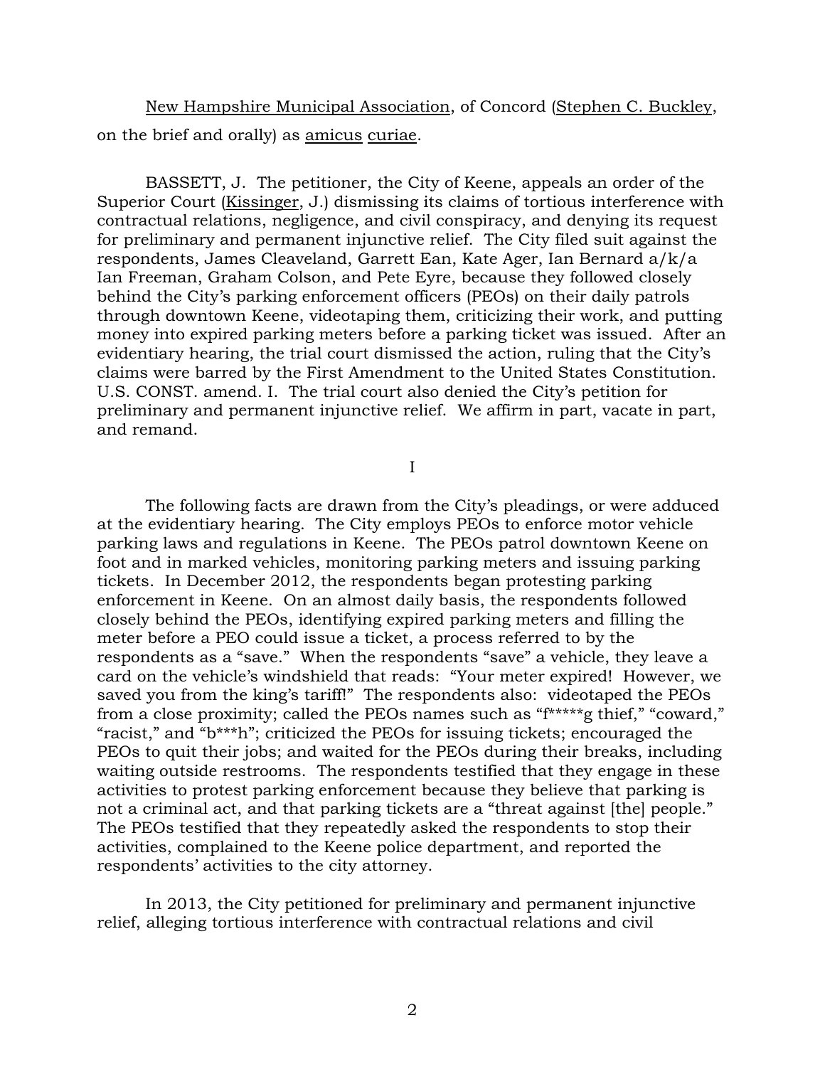New Hampshire Municipal Association, of Concord (Stephen C. Buckley, on the brief and orally) as *amicus curiae*.

BASSETT, J. The petitioner, the City of Keene, appeals an order of the Superior Court (Kissinger, J.) dismissing its claims of tortious interference with contractual relations, negligence, and civil conspiracy, and denying its request for preliminary and permanent injunctive relief. The City filed suit against the respondents, James Cleaveland, Garrett Ean, Kate Ager, Ian Bernard a/k/a Ian Freeman, Graham Colson, and Pete Eyre, because they followed closely behind the City's parking enforcement officers (PEOs) on their daily patrols through downtown Keene, videotaping them, criticizing their work, and putting money into expired parking meters before a parking ticket was issued. After an evidentiary hearing, the trial court dismissed the action, ruling that the City's claims were barred by the First Amendment to the United States Constitution. U.S. CONST. amend. I. The trial court also denied the City's petition for preliminary and permanent injunctive relief. We affirm in part, vacate in part, and remand.

I

The following facts are drawn from the City's pleadings, or were adduced at the evidentiary hearing. The City employs PEOs to enforce motor vehicle parking laws and regulations in Keene. The PEOs patrol downtown Keene on foot and in marked vehicles, monitoring parking meters and issuing parking tickets. In December 2012, the respondents began protesting parking enforcement in Keene. On an almost daily basis, the respondents followed closely behind the PEOs, identifying expired parking meters and filling the meter before a PEO could issue a ticket, a process referred to by the respondents as a "save." When the respondents "save" a vehicle, they leave a card on the vehicle's windshield that reads: "Your meter expired! However, we saved you from the king's tariff!" The respondents also: videotaped the PEOs from a close proximity; called the PEOs names such as "f*****g thief," "coward," "racist," and "b***h"; criticized the PEOs for issuing tickets; encouraged the PEOs to quit their jobs; and waited for the PEOs during their breaks, including waiting outside restrooms. The respondents testified that they engage in these activities to protest parking enforcement because they believe that parking is not a criminal act, and that parking tickets are a "threat against [the] people." The PEOs testified that they repeatedly asked the respondents to stop their activities, complained to the Keene police department, and reported the respondents' activities to the city attorney.

In 2013, the City petitioned for preliminary and permanent injunctive relief, alleging tortious interference with contractual relations and civil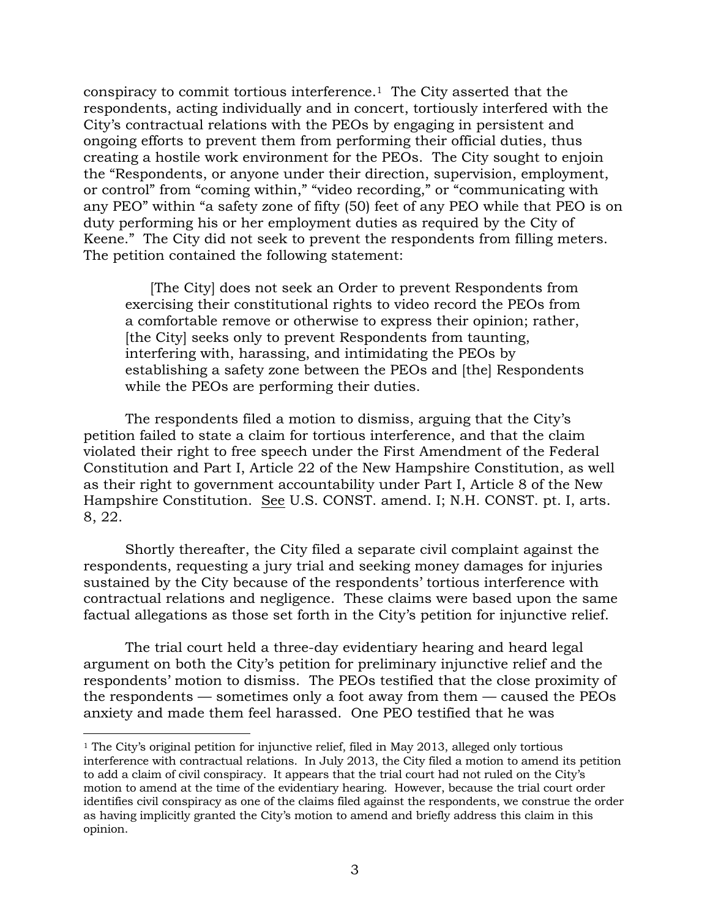conspiracy to commit tortious interference.[1] The City asserted that the respondents, acting individually and in concert, tortiously interfered with the City's contractual relations with the PEOs by engaging in persistent and ongoing efforts to prevent them from performing their official duties, thus creating a hostile work environment for the PEOs. The City sought to enjoin the "Respondents, or anyone under their direction, supervision, employment, or control" from "coming within," "video recording," or "communicating with any PEO" within "a safety zone of fifty (50) feet of any PEO while that PEO is on duty performing his or her employment duties as required by the City of Keene." The City did not seek to prevent the respondents from filling meters. The petition contained the following statement:

> [The City] does not seek an Order to prevent Respondents from exercising their constitutional rights to video record the PEOs from a comfortable remove or otherwise to express their opinion; rather, [the City] seeks only to prevent Respondents from taunting, interfering with, harassing, and intimidating the PEOs by establishing a safety zone between the PEOs and [the] Respondents while the PEOs are performing their duties.

The respondents filed a motion to dismiss, arguing that the City's petition failed to state a claim for tortious interference, and that the claim violated their right to free speech under the First Amendment of the Federal Constitution and Part I, Article 22 of the New Hampshire Constitution, as well as their right to government accountability under Part I, Article 8 of the New Hampshire Constitution. See U.S. CONST. amend. I; N.H. CONST. pt. I, arts. 8, 22.

Shortly thereafter, the City filed a separate civil complaint against the respondents, requesting a jury trial and seeking money damages for injuries sustained by the City because of the respondents' tortious interference with contractual relations and negligence. These claims were based upon the same factual allegations as those set forth in the City's petition for injunctive relief.

The trial court held a three-day evidentiary hearing and heard legal argument on both the City's petition for preliminary injunctive relief and the respondents' motion to dismiss. The PEOs testified that the close proximity of the respondents — sometimes only a foot away from them — caused the PEOs anxiety and made them feel harassed. One PEO testified that he was

---

[1] The City's original petition for injunctive relief, filed in May 2013, alleged only tortious interference with contractual relations. In July 2013, the City filed a motion to amend its petition to add a claim of civil conspiracy. It appears that the trial court had not ruled on the City's motion to amend at the time of the evidentiary hearing. However, because the trial court order identifies civil conspiracy as one of the claims filed against the respondents, we construe the order as having implicitly granted the City's motion to amend and briefly address this claim in this opinion.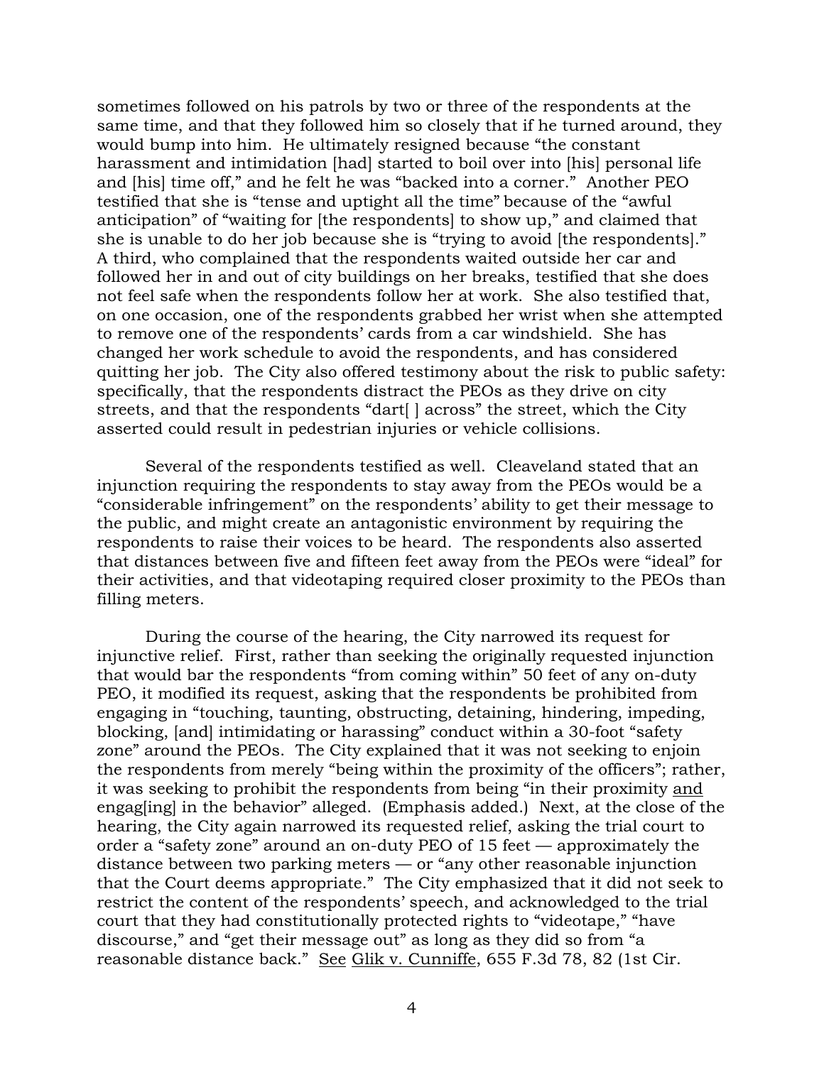sometimes followed on his patrols by two or three of the respondents at the same time, and that they followed him so closely that if he turned around, they would bump into him. He ultimately resigned because "the constant harassment and intimidation [had] started to boil over into [his] personal life and [his] time off," and he felt he was "backed into a corner." Another PEO testified that she is "tense and uptight all the time" because of the "awful anticipation" of "waiting for [the respondents] to show up," and claimed that she is unable to do her job because she is "trying to avoid [the respondents]." A third, who complained that the respondents waited outside her car and followed her in and out of city buildings on her breaks, testified that she does not feel safe when the respondents follow her at work. She also testified that, on one occasion, one of the respondents grabbed her wrist when she attempted to remove one of the respondents' cards from a car windshield. She has changed her work schedule to avoid the respondents, and has considered quitting her job. The City also offered testimony about the risk to public safety: specifically, that the respondents distract the PEOs as they drive on city streets, and that the respondents "dart[ ] across" the street, which the City asserted could result in pedestrian injuries or vehicle collisions.

Several of the respondents testified as well. Cleaveland stated that an injunction requiring the respondents to stay away from the PEOs would be a "considerable infringement" on the respondents' ability to get their message to the public, and might create an antagonistic environment by requiring the respondents to raise their voices to be heard. The respondents also asserted that distances between five and fifteen feet away from the PEOs were "ideal" for their activities, and that videotaping required closer proximity to the PEOs than filling meters.

During the course of the hearing, the City narrowed its request for injunctive relief. First, rather than seeking the originally requested injunction that would bar the respondents "from coming within" 50 feet of any on-duty PEO, it modified its request, asking that the respondents be prohibited from engaging in "touching, taunting, obstructing, detaining, hindering, impeding, blocking, [and] intimidating or harassing" conduct within a 30-foot "safety zone" around the PEOs. The City explained that it was not seeking to enjoin the respondents from merely "being within the proximity of the officers"; rather, it was seeking to prohibit the respondents from being "in their proximity <u>and</u> engag[ing] in the behavior" alleged. (Emphasis added.) Next, at the close of the hearing, the City again narrowed its requested relief, asking the trial court to order a "safety zone" around an on-duty PEO of 15 feet — approximately the distance between two parking meters — or "any other reasonable injunction that the Court deems appropriate." The City emphasized that it did not seek to restrict the content of the respondents' speech, and acknowledged to the trial court that they had constitutionally protected rights to "videotape," "have discourse," and "get their message out" as long as they did so from "a reasonable distance back." <u>See</u> <u>Glik v. Cunniffe</u>, 655 F.3d 78, 82 (1st Cir.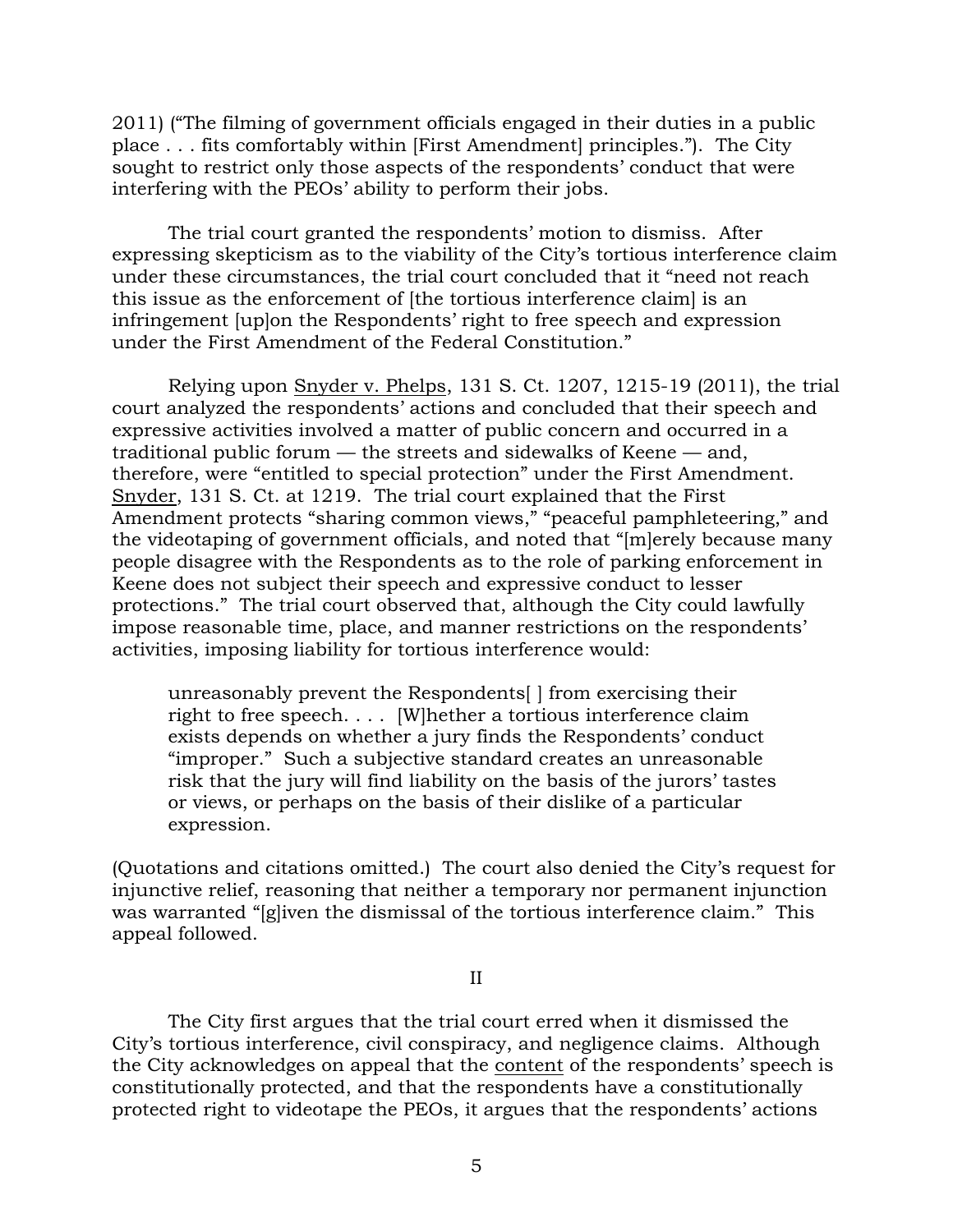2011) ("The filming of government officials engaged in their duties in a public place . . . fits comfortably within [First Amendment] principles."). The City sought to restrict only those aspects of the respondents' conduct that were interfering with the PEOs' ability to perform their jobs.

The trial court granted the respondents' motion to dismiss. After expressing skepticism as to the viability of the City's tortious interference claim under these circumstances, the trial court concluded that it "need not reach this issue as the enforcement of [the tortious interference claim] is an infringement [up]on the Respondents' right to free speech and expression under the First Amendment of the Federal Constitution."

Relying upon Snyder v. Phelps, 131 S. Ct. 1207, 1215-19 (2011), the trial court analyzed the respondents' actions and concluded that their speech and expressive activities involved a matter of public concern and occurred in a traditional public forum — the streets and sidewalks of Keene — and, therefore, were "entitled to special protection" under the First Amendment. Snyder, 131 S. Ct. at 1219. The trial court explained that the First Amendment protects "sharing common views," "peaceful pamphleteering," and the videotaping of government officials, and noted that "[m]erely because many people disagree with the Respondents as to the role of parking enforcement in Keene does not subject their speech and expressive conduct to lesser protections." The trial court observed that, although the City could lawfully impose reasonable time, place, and manner restrictions on the respondents' activities, imposing liability for tortious interference would:

> unreasonably prevent the Respondents[ ] from exercising their right to free speech. . . . [W]hether a tortious interference claim exists depends on whether a jury finds the Respondents' conduct "improper." Such a subjective standard creates an unreasonable risk that the jury will find liability on the basis of the jurors' tastes or views, or perhaps on the basis of their dislike of a particular expression.

(Quotations and citations omitted.) The court also denied the City's request for injunctive relief, reasoning that neither a temporary nor permanent injunction was warranted "[g]iven the dismissal of the tortious interference claim." This appeal followed.

## II

The City first argues that the trial court erred when it dismissed the City's tortious interference, civil conspiracy, and negligence claims. Although the City acknowledges on appeal that the content of the respondents' speech is constitutionally protected, and that the respondents have a constitutionally protected right to videotape the PEOs, it argues that the respondents' actions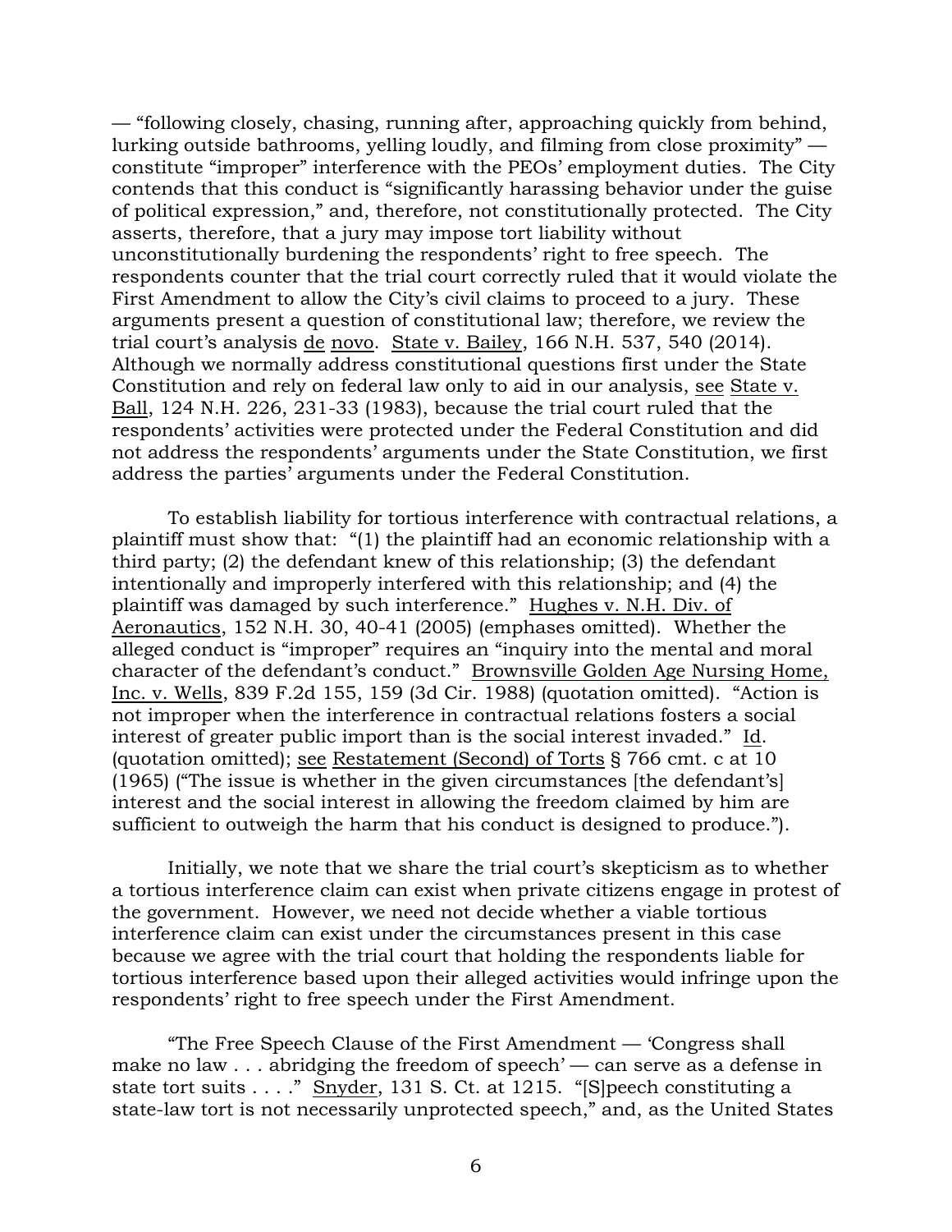— "following closely, chasing, running after, approaching quickly from behind, lurking outside bathrooms, yelling loudly, and filming from close proximity" — constitute "improper" interference with the PEOs' employment duties. The City contends that this conduct is "significantly harassing behavior under the guise of political expression," and, therefore, not constitutionally protected. The City asserts, therefore, that a jury may impose tort liability without unconstitutionally burdening the respondents' right to free speech. The respondents counter that the trial court correctly ruled that it would violate the First Amendment to allow the City's civil claims to proceed to a jury. These arguments present a question of constitutional law; therefore, we review the trial court's analysis de novo. State v. Bailey, 166 N.H. 537, 540 (2014). Although we normally address constitutional questions first under the State Constitution and rely on federal law only to aid in our analysis, see State v. Ball, 124 N.H. 226, 231-33 (1983), because the trial court ruled that the respondents' activities were protected under the Federal Constitution and did not address the respondents' arguments under the State Constitution, we first address the parties' arguments under the Federal Constitution.

To establish liability for tortious interference with contractual relations, a plaintiff must show that: "(1) the plaintiff had an economic relationship with a third party; (2) the defendant knew of this relationship; (3) the defendant intentionally and improperly interfered with this relationship; and (4) the plaintiff was damaged by such interference." Hughes v. N.H. Div. of Aeronautics, 152 N.H. 30, 40-41 (2005) (emphases omitted). Whether the alleged conduct is "improper" requires an "inquiry into the mental and moral character of the defendant's conduct." Brownsville Golden Age Nursing Home, Inc. v. Wells, 839 F.2d 155, 159 (3d Cir. 1988) (quotation omitted). "Action is not improper when the interference in contractual relations fosters a social interest of greater public import than is the social interest invaded." Id. (quotation omitted); see Restatement (Second) of Torts § 766 cmt. c at 10 (1965) ("The issue is whether in the given circumstances [the defendant's] interest and the social interest in allowing the freedom claimed by him are sufficient to outweigh the harm that his conduct is designed to produce.").

Initially, we note that we share the trial court's skepticism as to whether a tortious interference claim can exist when private citizens engage in protest of the government. However, we need not decide whether a viable tortious interference claim can exist under the circumstances present in this case because we agree with the trial court that holding the respondents liable for tortious interference based upon their alleged activities would infringe upon the respondents' right to free speech under the First Amendment.

"The Free Speech Clause of the First Amendment — 'Congress shall make no law . . . abridging the freedom of speech' — can serve as a defense in state tort suits . . . ." Snyder, 131 S. Ct. at 1215. "[S]peech constituting a state-law tort is not necessarily unprotected speech," and, as the United States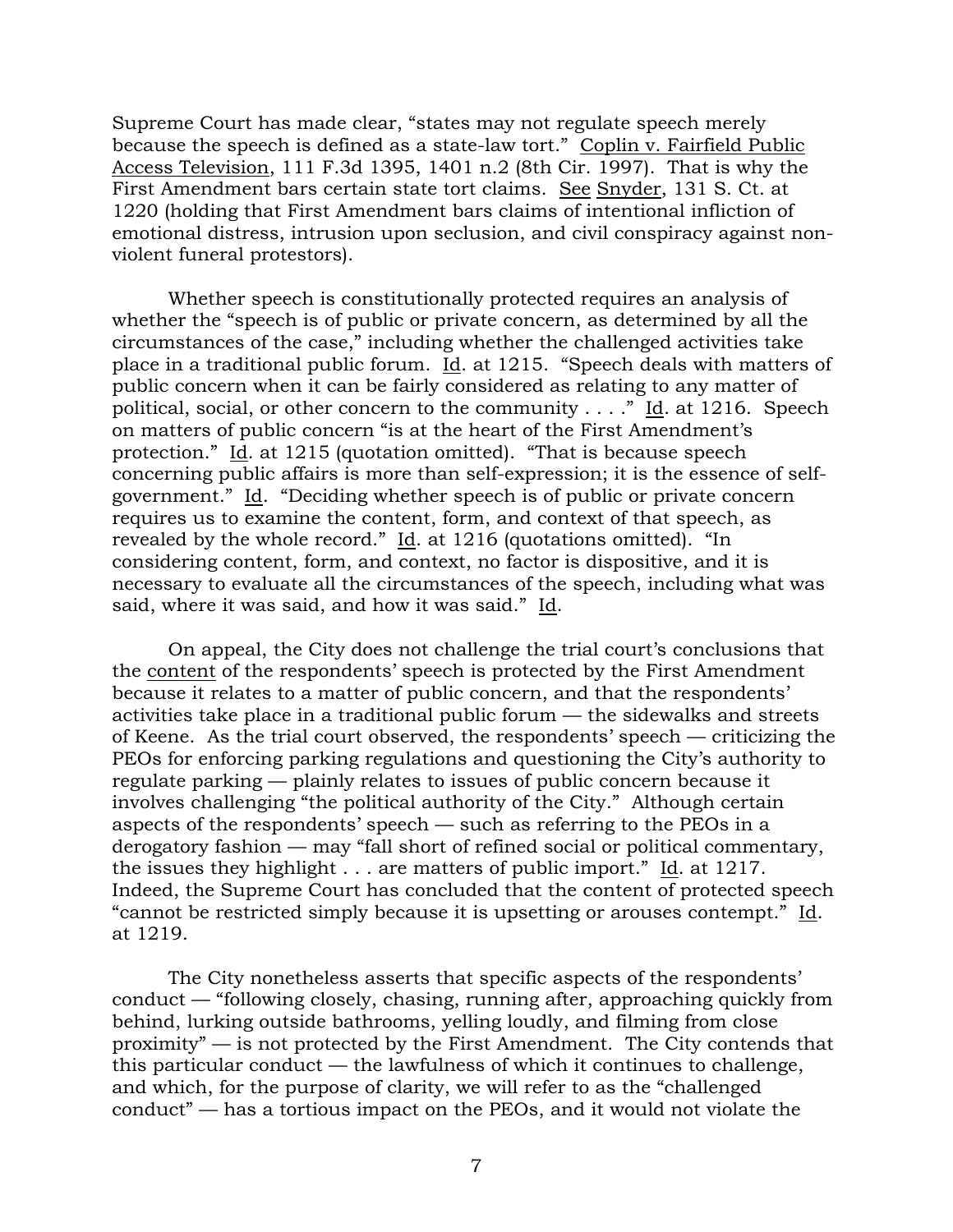Supreme Court has made clear, "states may not regulate speech merely because the speech is defined as a state-law tort." Coplin v. Fairfield Public Access Television, 111 F.3d 1395, 1401 n.2 (8th Cir. 1997). That is why the First Amendment bars certain state tort claims. See Snyder, 131 S. Ct. at 1220 (holding that First Amendment bars claims of intentional infliction of emotional distress, intrusion upon seclusion, and civil conspiracy against non-violent funeral protestors).

Whether speech is constitutionally protected requires an analysis of whether the "speech is of public or private concern, as determined by all the circumstances of the case," including whether the challenged activities take place in a traditional public forum. Id. at 1215. "Speech deals with matters of public concern when it can be fairly considered as relating to any matter of political, social, or other concern to the community . . . ." Id. at 1216. Speech on matters of public concern "is at the heart of the First Amendment's protection." Id. at 1215 (quotation omitted). "That is because speech concerning public affairs is more than self-expression; it is the essence of self-government." Id. "Deciding whether speech is of public or private concern requires us to examine the content, form, and context of that speech, as revealed by the whole record." Id. at 1216 (quotations omitted). "In considering content, form, and context, no factor is dispositive, and it is necessary to evaluate all the circumstances of the speech, including what was said, where it was said, and how it was said." Id.

On appeal, the City does not challenge the trial court's conclusions that the content of the respondents' speech is protected by the First Amendment because it relates to a matter of public concern, and that the respondents' activities take place in a traditional public forum — the sidewalks and streets of Keene. As the trial court observed, the respondents' speech — criticizing the PEOs for enforcing parking regulations and questioning the City's authority to regulate parking — plainly relates to issues of public concern because it involves challenging "the political authority of the City." Although certain aspects of the respondents' speech — such as referring to the PEOs in a derogatory fashion — may "fall short of refined social or political commentary, the issues they highlight . . . are matters of public import." Id. at 1217. Indeed, the Supreme Court has concluded that the content of protected speech "cannot be restricted simply because it is upsetting or arouses contempt." Id. at 1219.

The City nonetheless asserts that specific aspects of the respondents' conduct — "following closely, chasing, running after, approaching quickly from behind, lurking outside bathrooms, yelling loudly, and filming from close proximity" — is not protected by the First Amendment. The City contends that this particular conduct — the lawfulness of which it continues to challenge, and which, for the purpose of clarity, we will refer to as the "challenged conduct" — has a tortious impact on the PEOs, and it would not violate the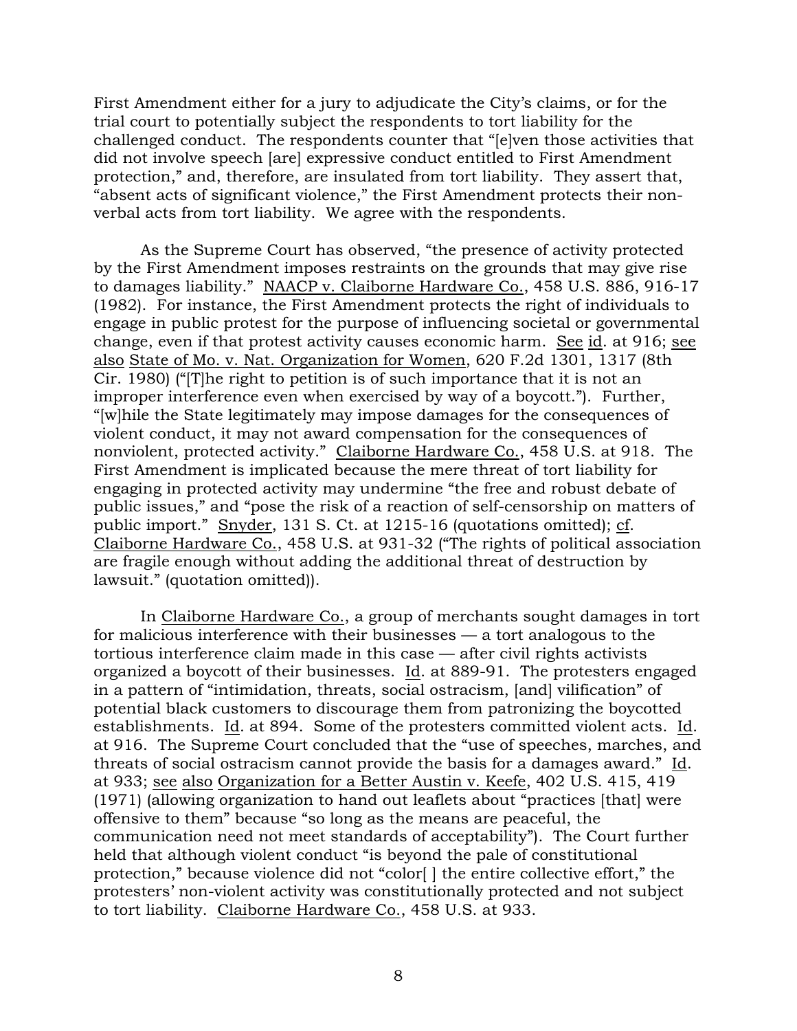First Amendment either for a jury to adjudicate the City's claims, or for the trial court to potentially subject the respondents to tort liability for the challenged conduct. The respondents counter that "[e]ven those activities that did not involve speech [are] expressive conduct entitled to First Amendment protection," and, therefore, are insulated from tort liability. They assert that, "absent acts of significant violence," the First Amendment protects their non-verbal acts from tort liability. We agree with the respondents.

As the Supreme Court has observed, "the presence of activity protected by the First Amendment imposes restraints on the grounds that may give rise to damages liability." NAACP v. Claiborne Hardware Co., 458 U.S. 886, 916-17 (1982). For instance, the First Amendment protects the right of individuals to engage in public protest for the purpose of influencing societal or governmental change, even if that protest activity causes economic harm. See id. at 916; see also State of Mo. v. Nat. Organization for Women, 620 F.2d 1301, 1317 (8th Cir. 1980) ("[T]he right to petition is of such importance that it is not an improper interference even when exercised by way of a boycott."). Further, "[w]hile the State legitimately may impose damages for the consequences of violent conduct, it may not award compensation for the consequences of nonviolent, protected activity." Claiborne Hardware Co., 458 U.S. at 918. The First Amendment is implicated because the mere threat of tort liability for engaging in protected activity may undermine "the free and robust debate of public issues," and "pose the risk of a reaction of self-censorship on matters of public import." Snyder, 131 S. Ct. at 1215-16 (quotations omitted); cf. Claiborne Hardware Co., 458 U.S. at 931-32 ("The rights of political association are fragile enough without adding the additional threat of destruction by lawsuit." (quotation omitted)).

In Claiborne Hardware Co., a group of merchants sought damages in tort for malicious interference with their businesses — a tort analogous to the tortious interference claim made in this case — after civil rights activists organized a boycott of their businesses. Id. at 889-91. The protesters engaged in a pattern of "intimidation, threats, social ostracism, [and] vilification" of potential black customers to discourage them from patronizing the boycotted establishments. Id. at 894. Some of the protesters committed violent acts. Id. at 916. The Supreme Court concluded that the "use of speeches, marches, and threats of social ostracism cannot provide the basis for a damages award." Id. at 933; see also Organization for a Better Austin v. Keefe, 402 U.S. 415, 419 (1971) (allowing organization to hand out leaflets about "practices [that] were offensive to them" because "so long as the means are peaceful, the communication need not meet standards of acceptability"). The Court further held that although violent conduct "is beyond the pale of constitutional protection," because violence did not "color[ ] the entire collective effort," the protesters' non-violent activity was constitutionally protected and not subject to tort liability. Claiborne Hardware Co., 458 U.S. at 933.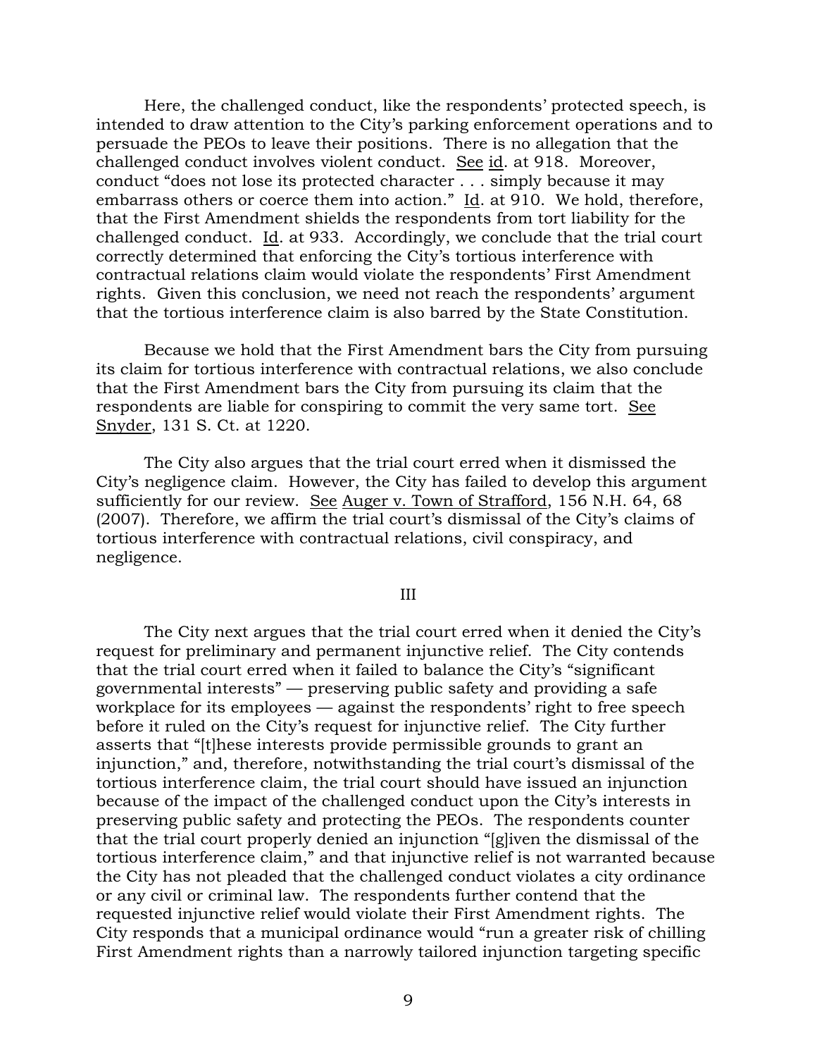Here, the challenged conduct, like the respondents' protected speech, is intended to draw attention to the City's parking enforcement operations and to persuade the PEOs to leave their positions. There is no allegation that the challenged conduct involves violent conduct. See id. at 918. Moreover, conduct "does not lose its protected character . . . simply because it may embarrass others or coerce them into action." Id. at 910. We hold, therefore, that the First Amendment shields the respondents from tort liability for the challenged conduct. Id. at 933. Accordingly, we conclude that the trial court correctly determined that enforcing the City's tortious interference with contractual relations claim would violate the respondents' First Amendment rights. Given this conclusion, we need not reach the respondents' argument that the tortious interference claim is also barred by the State Constitution.

Because we hold that the First Amendment bars the City from pursuing its claim for tortious interference with contractual relations, we also conclude that the First Amendment bars the City from pursuing its claim that the respondents are liable for conspiring to commit the very same tort. See Snyder, 131 S. Ct. at 1220.

The City also argues that the trial court erred when it dismissed the City's negligence claim. However, the City has failed to develop this argument sufficiently for our review. See Auger v. Town of Strafford, 156 N.H. 64, 68 (2007). Therefore, we affirm the trial court's dismissal of the City's claims of tortious interference with contractual relations, civil conspiracy, and negligence.

III

The City next argues that the trial court erred when it denied the City's request for preliminary and permanent injunctive relief. The City contends that the trial court erred when it failed to balance the City's "significant governmental interests" — preserving public safety and providing a safe workplace for its employees — against the respondents' right to free speech before it ruled on the City's request for injunctive relief. The City further asserts that "[t]hese interests provide permissible grounds to grant an injunction," and, therefore, notwithstanding the trial court's dismissal of the tortious interference claim, the trial court should have issued an injunction because of the impact of the challenged conduct upon the City's interests in preserving public safety and protecting the PEOs. The respondents counter that the trial court properly denied an injunction "[g]iven the dismissal of the tortious interference claim," and that injunctive relief is not warranted because the City has not pleaded that the challenged conduct violates a city ordinance or any civil or criminal law. The respondents further contend that the requested injunctive relief would violate their First Amendment rights. The City responds that a municipal ordinance would "run a greater risk of chilling First Amendment rights than a narrowly tailored injunction targeting specific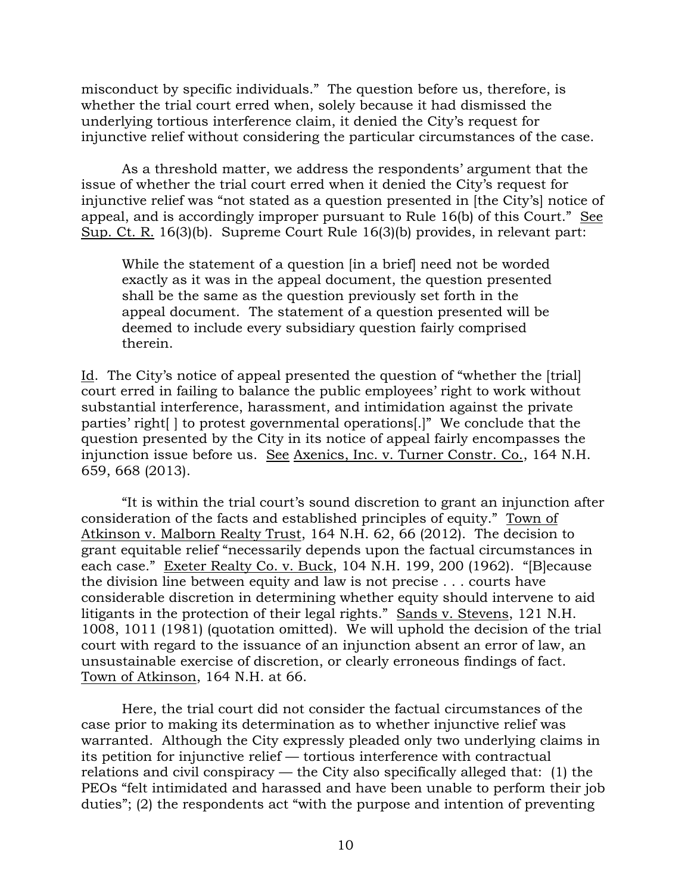misconduct by specific individuals." The question before us, therefore, is whether the trial court erred when, solely because it had dismissed the underlying tortious interference claim, it denied the City's request for injunctive relief without considering the particular circumstances of the case.

As a threshold matter, we address the respondents' argument that the issue of whether the trial court erred when it denied the City's request for injunctive relief was "not stated as a question presented in [the City's] notice of appeal, and is accordingly improper pursuant to Rule 16(b) of this Court." See Sup. Ct. R. 16(3)(b). Supreme Court Rule 16(3)(b) provides, in relevant part:

> While the statement of a question [in a brief] need not be worded exactly as it was in the appeal document, the question presented shall be the same as the question previously set forth in the appeal document. The statement of a question presented will be deemed to include every subsidiary question fairly comprised therein.

Id. The City's notice of appeal presented the question of "whether the [trial] court erred in failing to balance the public employees' right to work without substantial interference, harassment, and intimidation against the private parties' right[ ] to protest governmental operations[.]" We conclude that the question presented by the City in its notice of appeal fairly encompasses the injunction issue before us. See Axenics, Inc. v. Turner Constr. Co., 164 N.H. 659, 668 (2013).

"It is within the trial court's sound discretion to grant an injunction after consideration of the facts and established principles of equity." Town of Atkinson v. Malborn Realty Trust, 164 N.H. 62, 66 (2012). The decision to grant equitable relief "necessarily depends upon the factual circumstances in each case." Exeter Realty Co. v. Buck, 104 N.H. 199, 200 (1962). "[B]ecause the division line between equity and law is not precise . . . courts have considerable discretion in determining whether equity should intervene to aid litigants in the protection of their legal rights." Sands v. Stevens, 121 N.H. 1008, 1011 (1981) (quotation omitted). We will uphold the decision of the trial court with regard to the issuance of an injunction absent an error of law, an unsustainable exercise of discretion, or clearly erroneous findings of fact. Town of Atkinson, 164 N.H. at 66.

Here, the trial court did not consider the factual circumstances of the case prior to making its determination as to whether injunctive relief was warranted. Although the City expressly pleaded only two underlying claims in its petition for injunctive relief — tortious interference with contractual relations and civil conspiracy — the City also specifically alleged that: (1) the PEOs "felt intimidated and harassed and have been unable to perform their job duties"; (2) the respondents act "with the purpose and intention of preventing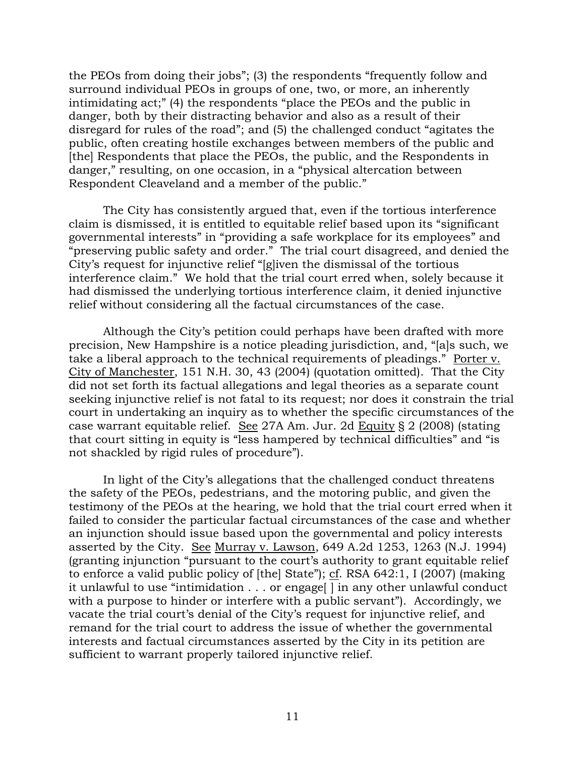the PEOs from doing their jobs"; (3) the respondents "frequently follow and surround individual PEOs in groups of one, two, or more, an inherently intimidating act;" (4) the respondents "place the PEOs and the public in danger, both by their distracting behavior and also as a result of their disregard for rules of the road"; and (5) the challenged conduct "agitates the public, often creating hostile exchanges between members of the public and [the] Respondents that place the PEOs, the public, and the Respondents in danger," resulting, on one occasion, in a "physical altercation between Respondent Cleaveland and a member of the public."

The City has consistently argued that, even if the tortious interference claim is dismissed, it is entitled to equitable relief based upon its "significant governmental interests" in "providing a safe workplace for its employees" and "preserving public safety and order." The trial court disagreed, and denied the City's request for injunctive relief "[g]iven the dismissal of the tortious interference claim." We hold that the trial court erred when, solely because it had dismissed the underlying tortious interference claim, it denied injunctive relief without considering all the factual circumstances of the case.

Although the City's petition could perhaps have been drafted with more precision, New Hampshire is a notice pleading jurisdiction, and, "[a]s such, we take a liberal approach to the technical requirements of pleadings." Porter v. City of Manchester, 151 N.H. 30, 43 (2004) (quotation omitted). That the City did not set forth its factual allegations and legal theories as a separate count seeking injunctive relief is not fatal to its request; nor does it constrain the trial court in undertaking an inquiry as to whether the specific circumstances of the case warrant equitable relief. See 27A Am. Jur. 2d Equity § 2 (2008) (stating that court sitting in equity is "less hampered by technical difficulties" and "is not shackled by rigid rules of procedure").

In light of the City's allegations that the challenged conduct threatens the safety of the PEOs, pedestrians, and the motoring public, and given the testimony of the PEOs at the hearing, we hold that the trial court erred when it failed to consider the particular factual circumstances of the case and whether an injunction should issue based upon the governmental and policy interests asserted by the City. See Murray v. Lawson, 649 A.2d 1253, 1263 (N.J. 1994) (granting injunction "pursuant to the court's authority to grant equitable relief to enforce a valid public policy of [the] State"); cf. RSA 642:1, I (2007) (making it unlawful to use "intimidation . . . or engage[ ] in any other unlawful conduct with a purpose to hinder or interfere with a public servant"). Accordingly, we vacate the trial court's denial of the City's request for injunctive relief, and remand for the trial court to address the issue of whether the governmental interests and factual circumstances asserted by the City in its petition are sufficient to warrant properly tailored injunctive relief.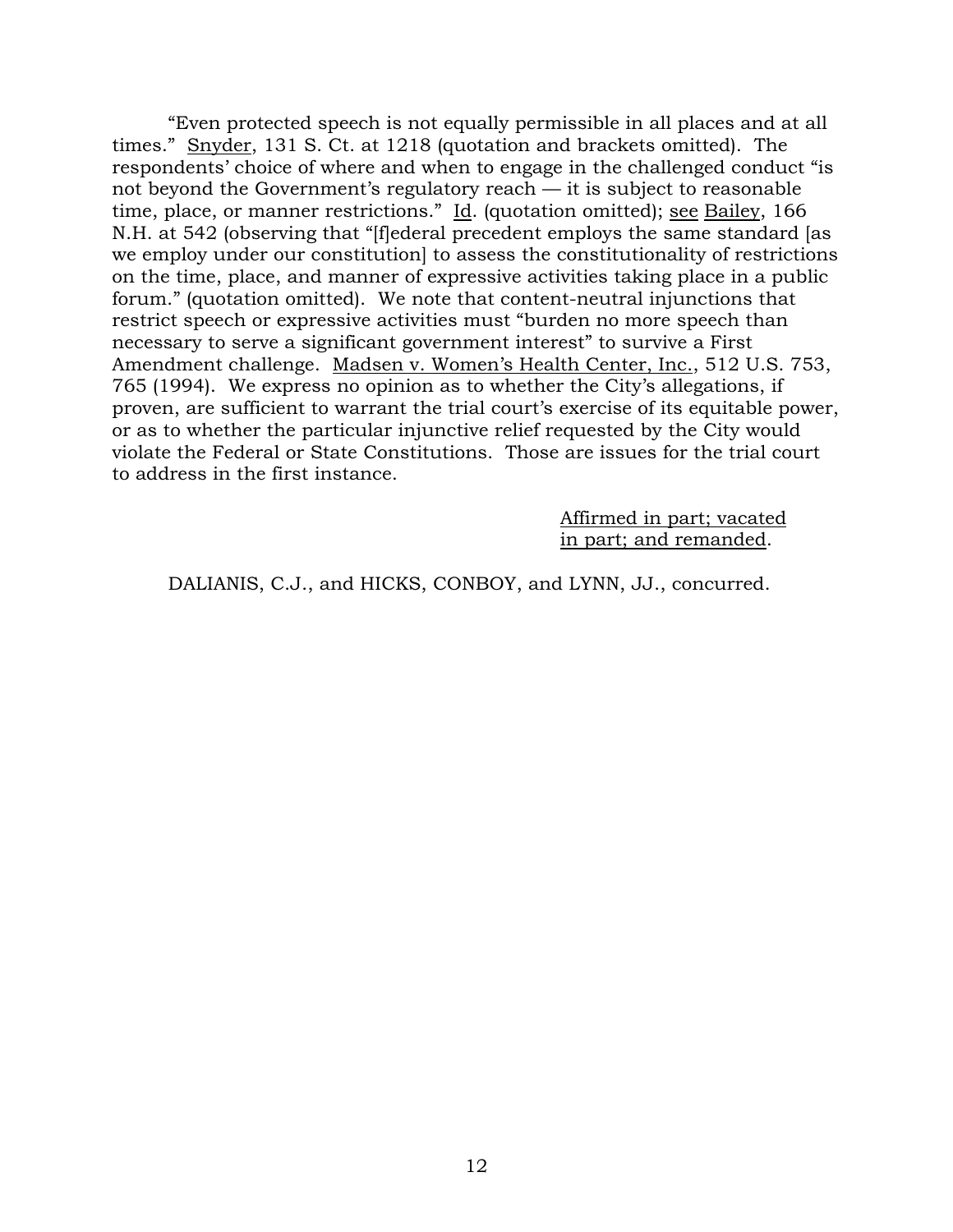"Even protected speech is not equally permissible in all places and at all times." Snyder, 131 S. Ct. at 1218 (quotation and brackets omitted). The respondents' choice of where and when to engage in the challenged conduct "is not beyond the Government's regulatory reach — it is subject to reasonable time, place, or manner restrictions." Id. (quotation omitted); see Bailey, 166 N.H. at 542 (observing that "[f]ederal precedent employs the same standard [as we employ under our constitution] to assess the constitutionality of restrictions on the time, place, and manner of expressive activities taking place in a public forum." (quotation omitted). We note that content-neutral injunctions that restrict speech or expressive activities must "burden no more speech than necessary to serve a significant government interest" to survive a First Amendment challenge. Madsen v. Women's Health Center, Inc., 512 U.S. 753, 765 (1994). We express no opinion as to whether the City's allegations, if proven, are sufficient to warrant the trial court's exercise of its equitable power, or as to whether the particular injunctive relief requested by the City would violate the Federal or State Constitutions. Those are issues for the trial court to address in the first instance.

Affirmed in part; vacated in part; and remanded.

DALIANIS, C.J., and HICKS, CONBOY, and LYNN, JJ., concurred.